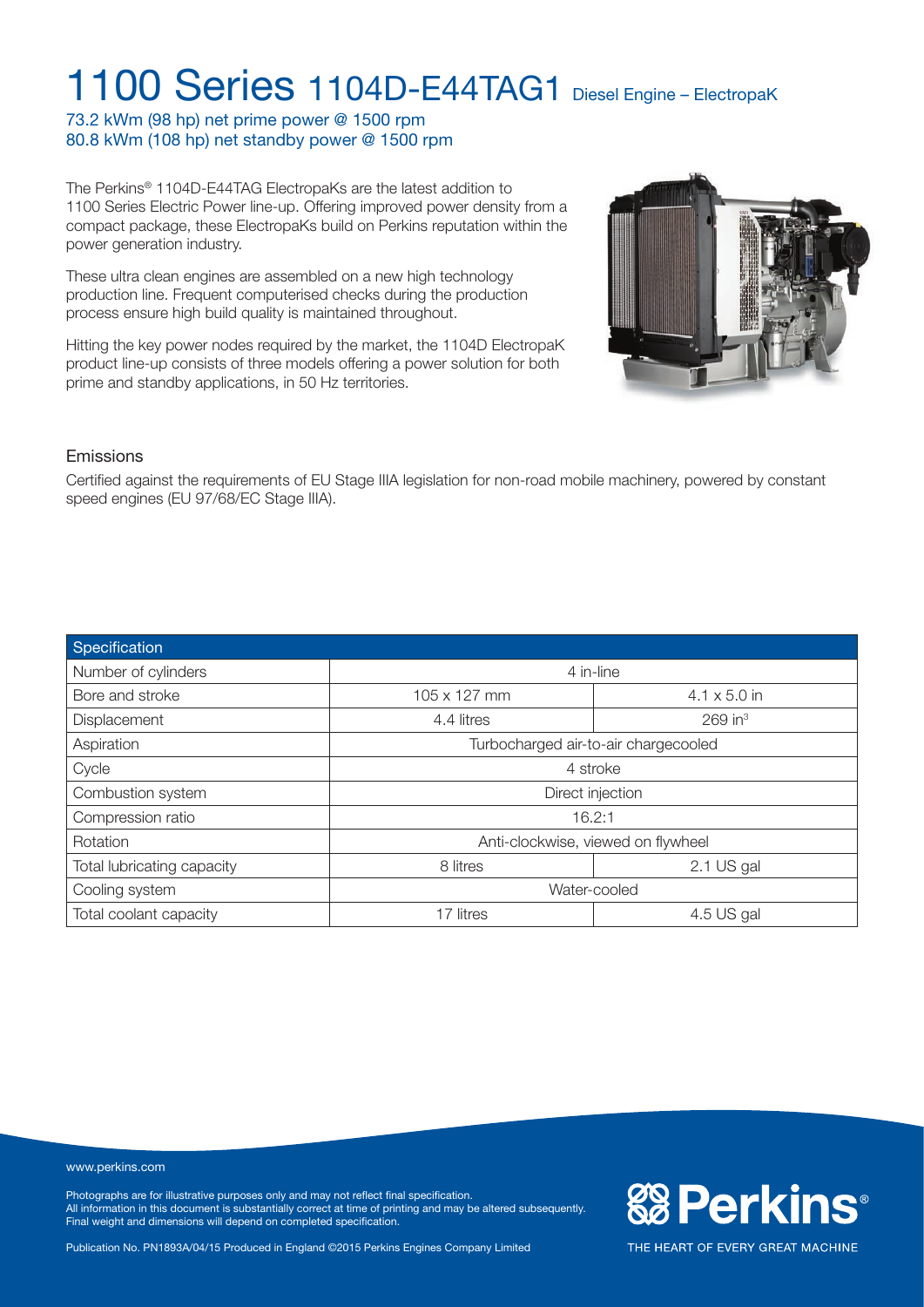# 1100 Series 1104D-E44TAG1 Diesel Engine – ElectropaK

73.2 kWm (98 hp) net prime power @ 1500 rpm
80.8 kWm (108 hp) net standby power @ 1500 rpm

The Perkins® 1104D-E44TAG ElectropaKs are the latest addition to 1100 Series Electric Power line-up. Offering improved power density from a compact package, these ElectropaKs build on Perkins reputation within the power generation industry.

These ultra clean engines are assembled on a new high technology production line. Frequent computerised checks during the production process ensure high build quality is maintained throughout.

Hitting the key power nodes required by the market, the 1104D ElectropaK product line-up consists of three models offering a power solution for both prime and standby applications, in 50 Hz territories.

## Emissions

Certified against the requirements of EU Stage IIIA legislation for non-road mobile machinery, powered by constant speed engines (EU 97/68/EC Stage IIIA).

| Specification | | |
|---|---|---|
| Number of cylinders | 4 in-line | |
| Bore and stroke | 105 x 127 mm | 4.1 x 5.0 in |
| Displacement | 4.4 litres | 269 in³ |
| Aspiration | Turbocharged air-to-air chargecooled | |
| Cycle | 4 stroke | |
| Combustion system | Direct injection | |
| Compression ratio | 16.2:1 | |
| Rotation | Anti-clockwise, viewed on flywheel | |
| Total lubricating capacity | 8 litres | 2.1 US gal |
| Cooling system | Water-cooled | |
| Total coolant capacity | 17 litres | 4.5 US gal |

www.perkins.com

Photographs are for illustrative purposes only and may not reflect final specification.
All information in this document is substantially correct at time of printing and may be altered subsequently.
Final weight and dimensions will depend on completed specification.

Publication No. PN1893A/04/15 Produced in England ©2015 Perkins Engines Company Limited

Perkins® THE HEART OF EVERY GREAT MACHINE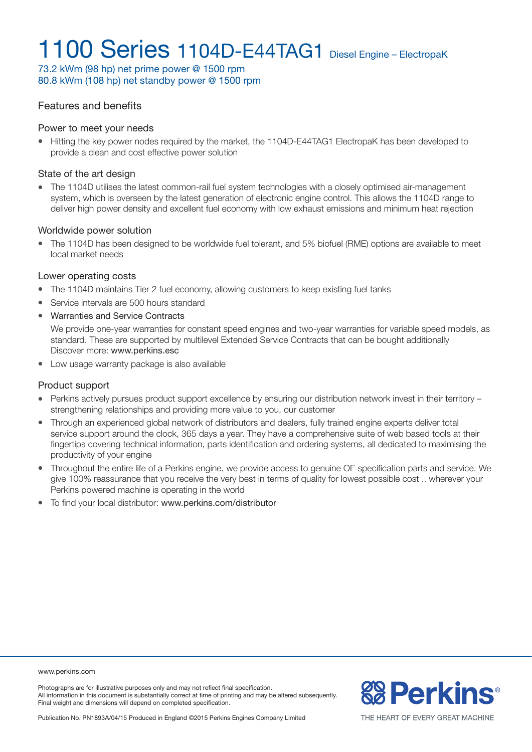# 1100 Series 1104D-E44TAG1 Diesel Engine – ElectropaK

73.2 kWm (98 hp) net prime power @ 1500 rpm
80.8 kWm (108 hp) net standby power @ 1500 rpm

## Features and benefits

### Power to meet your needs

- Hitting the key power nodes required by the market, the 1104D-E44TAG1 ElectropaK has been developed to provide a clean and cost effective power solution

### State of the art design

- The 1104D utilises the latest common-rail fuel system technologies with a closely optimised air-management system, which is overseen by the latest generation of electronic engine control. This allows the 1104D range to deliver high power density and excellent fuel economy with low exhaust emissions and minimum heat rejection

### Worldwide power solution

- The 1104D has been designed to be worldwide fuel tolerant, and 5% biofuel (RME) options are available to meet local market needs

### Lower operating costs

- The 1104D maintains Tier 2 fuel economy, allowing customers to keep existing fuel tanks
- Service intervals are 500 hours standard
- Warranties and Service Contracts

  We provide one-year warranties for constant speed engines and two-year warranties for variable speed models, as standard. These are supported by multilevel Extended Service Contracts that can be bought additionally Discover more: www.perkins.esc
- Low usage warranty package is also available

### Product support

- Perkins actively pursues product support excellence by ensuring our distribution network invest in their territory – strengthening relationships and providing more value to you, our customer
- Through an experienced global network of distributors and dealers, fully trained engine experts deliver total service support around the clock, 365 days a year. They have a comprehensive suite of web based tools at their fingertips covering technical information, parts identification and ordering systems, all dedicated to maximising the productivity of your engine
- Throughout the entire life of a Perkins engine, we provide access to genuine OE specification parts and service. We give 100% reassurance that you receive the very best in terms of quality for lowest possible cost .. wherever your Perkins powered machine is operating in the world
- To find your local distributor: www.perkins.com/distributor

www.perkins.com

Photographs are for illustrative purposes only and may not reflect final specification.
All information in this document is substantially correct at time of printing and may be altered subsequently.
Final weight and dimensions will depend on completed specification.

Publication No. PN1893A/04/15 Produced in England ©2015 Perkins Engines Company Limited

Perkins®
THE HEART OF EVERY GREAT MACHINE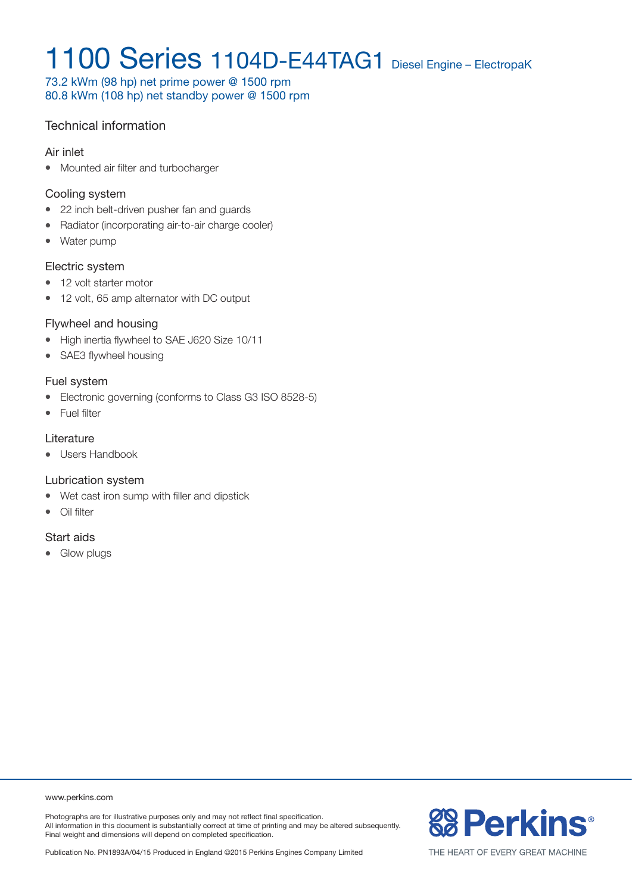# 1100 Series 1104D-E44TAG1 Diesel Engine – ElectropaK

73.2 kWm (98 hp) net prime power @ 1500 rpm
80.8 kWm (108 hp) net standby power @ 1500 rpm

## Technical information

### Air inlet

- Mounted air filter and turbocharger

### Cooling system

- 22 inch belt-driven pusher fan and guards
- Radiator (incorporating air-to-air charge cooler)
- Water pump

### Electric system

- 12 volt starter motor
- 12 volt, 65 amp alternator with DC output

### Flywheel and housing

- High inertia flywheel to SAE J620 Size 10/11
- SAE3 flywheel housing

### Fuel system

- Electronic governing (conforms to Class G3 ISO 8528-5)
- Fuel filter

### Literature

- Users Handbook

### Lubrication system

- Wet cast iron sump with filler and dipstick
- Oil filter

### Start aids

- Glow plugs

www.perkins.com

Photographs are for illustrative purposes only and may not reflect final specification.
All information in this document is substantially correct at time of printing and may be altered subsequently.
Final weight and dimensions will depend on completed specification.

Publication No. PN1893A/04/15 Produced in England ©2015 Perkins Engines Company Limited

Perkins®
THE HEART OF EVERY GREAT MACHINE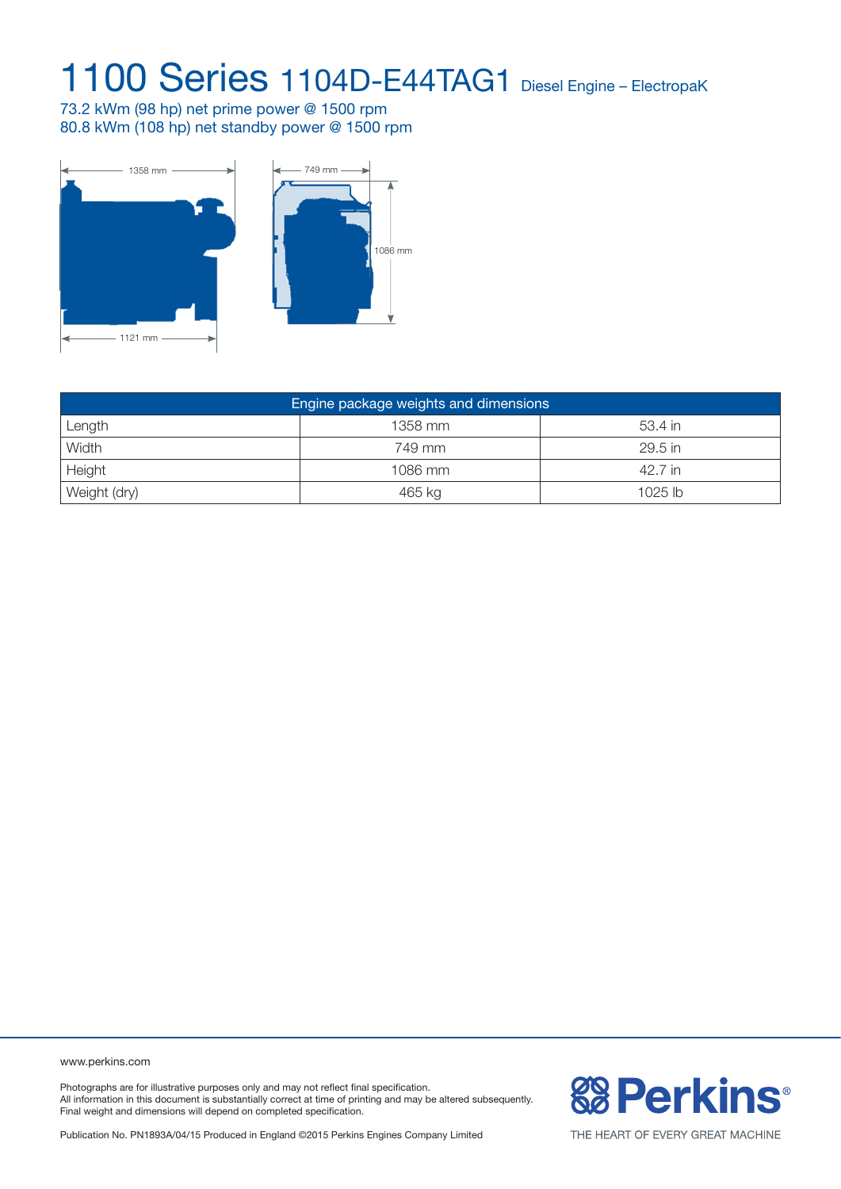# 1100 Series 1104D-E44TAG1 Diesel Engine – ElectropaK

73.2 kWm (98 hp) net prime power @ 1500 rpm
80.8 kWm (108 hp) net standby power @ 1500 rpm

1358 mm

749 mm

1086 mm

1121 mm

| Engine package weights and dimensions | | |
|---|---|---|
| Length | 1358 mm | 53.4 in |
| Width | 749 mm | 29.5 in |
| Height | 1086 mm | 42.7 in |
| Weight (dry) | 465 kg | 1025 lb |

www.perkins.com

Photographs are for illustrative purposes only and may not reflect final specification.
All information in this document is substantially correct at time of printing and may be altered subsequently.
Final weight and dimensions will depend on completed specification.

Publication No. PN1893A/04/15 Produced in England ©2015 Perkins Engines Company Limited

Perkins®

THE HEART OF EVERY GREAT MACHINE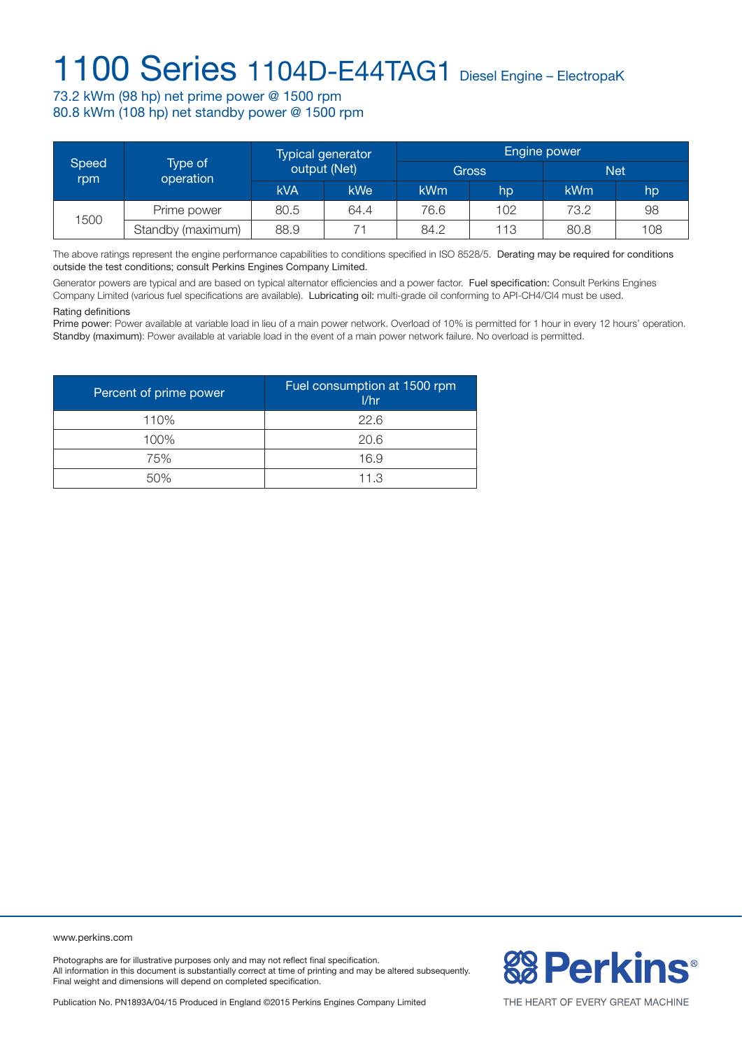# 1100 Series 1104D-E44TAG1 Diesel Engine – ElectropaK

73.2 kWm (98 hp) net prime power @ 1500 rpm
80.8 kWm (108 hp) net standby power @ 1500 rpm

| Speed rpm | Type of operation | Typical generator output (Net) | | Engine power | | | |
|---|---|---|---|---|---|---|---|
| | | | | Gross | | Net | |
| | | kVA | kWe | kWm | hp | kWm | hp |
| 1500 | Prime power | 80.5 | 64.4 | 76.6 | 102 | 73.2 | 98 |
| | Standby (maximum) | 88.9 | 71 | 84.2 | 113 | 80.8 | 108 |

The above ratings represent the engine performance capabilities to conditions specified in ISO 8528/5. Derating may be required for conditions outside the test conditions; consult Perkins Engines Company Limited.

Generator powers are typical and are based on typical alternator efficiencies and a power factor. Fuel specification: Consult Perkins Engines Company Limited (various fuel specifications are available). Lubricating oil: multi-grade oil conforming to API-CH4/CI4 must be used.

Rating definitions
Prime power: Power available at variable load in lieu of a main power network. Overload of 10% is permitted for 1 hour in every 12 hours' operation.
Standby (maximum): Power available at variable load in the event of a main power network failure. No overload is permitted.

| Percent of prime power | Fuel consumption at 1500 rpm l/hr |
|---|---|
| 110% | 22.6 |
| 100% | 20.6 |
| 75% | 16.9 |
| 50% | 11.3 |

www.perkins.com

Photographs are for illustrative purposes only and may not reflect final specification.
All information in this document is substantially correct at time of printing and may be altered subsequently.
Final weight and dimensions will depend on completed specification.

Publication No. PN1893A/04/15 Produced in England ©2015 Perkins Engines Company Limited

Perkins®
THE HEART OF EVERY GREAT MACHINE